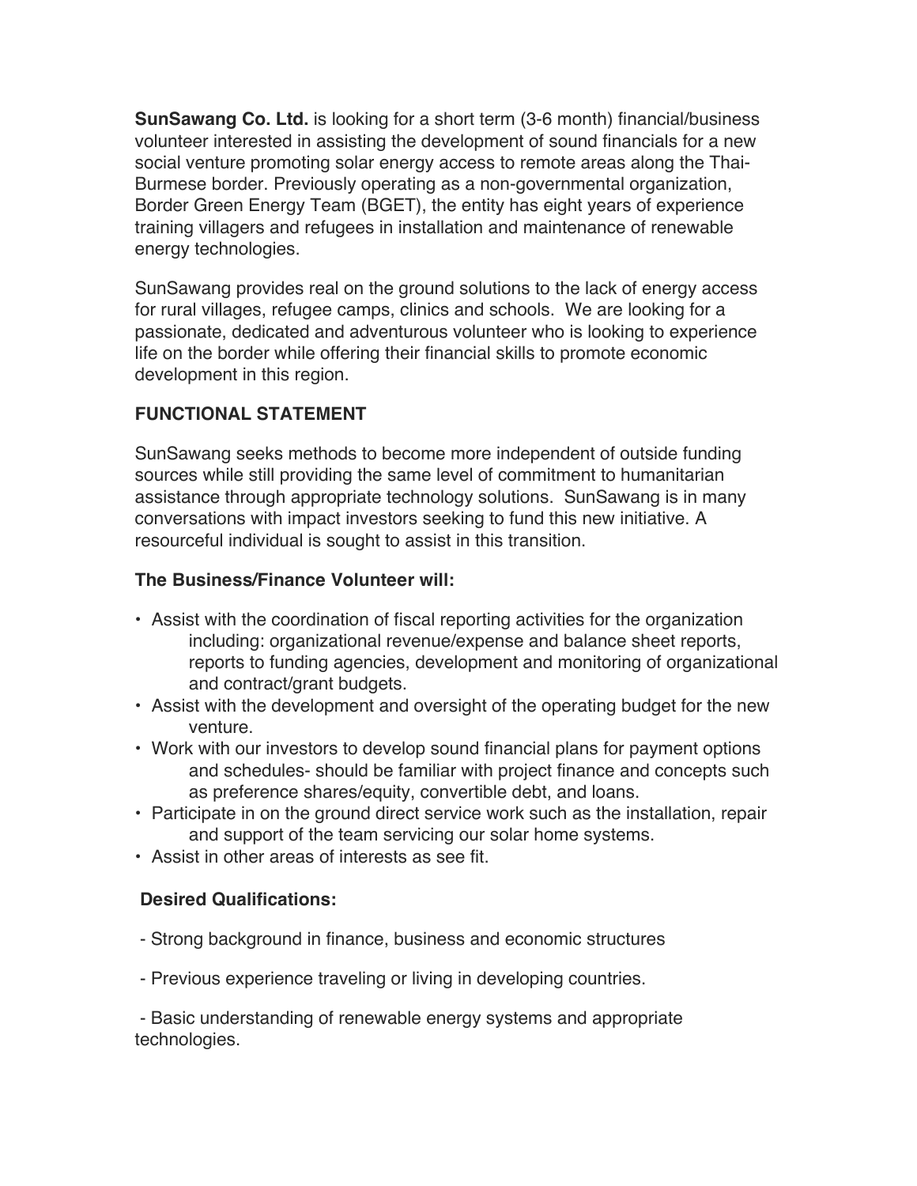**SunSawang Co. Ltd.** is looking for a short term (3-6 month) financial/business volunteer interested in assisting the development of sound financials for a new social venture promoting solar energy access to remote areas along the Thai-Burmese border. Previously operating as a non-governmental organization, Border Green Energy Team (BGET), the entity has eight years of experience training villagers and refugees in installation and maintenance of renewable energy technologies.

SunSawang provides real on the ground solutions to the lack of energy access for rural villages, refugee camps, clinics and schools. We are looking for a passionate, dedicated and adventurous volunteer who is looking to experience life on the border while offering their financial skills to promote economic development in this region.

**FUNCTIONAL STATEMENT**

SunSawang seeks methods to become more independent of outside funding sources while still providing the same level of commitment to humanitarian assistance through appropriate technology solutions. SunSawang is in many conversations with impact investors seeking to fund this new initiative. A resourceful individual is sought to assist in this transition.

**The Business/Finance Volunteer will:**

- Assist with the coordination of fiscal reporting activities for the organization including: organizational revenue/expense and balance sheet reports, reports to funding agencies, development and monitoring of organizational and contract/grant budgets.
- Assist with the development and oversight of the operating budget for the new venture.
- Work with our investors to develop sound financial plans for payment options and schedules- should be familiar with project finance and concepts such as preference shares/equity, convertible debt, and loans.
- Participate in on the ground direct service work such as the installation, repair and support of the team servicing our solar home systems.
- Assist in other areas of interests as see fit.

**Desired Qualifications:**

- Strong background in finance, business and economic structures

- Previous experience traveling or living in developing countries.

- Basic understanding of renewable energy systems and appropriate technologies.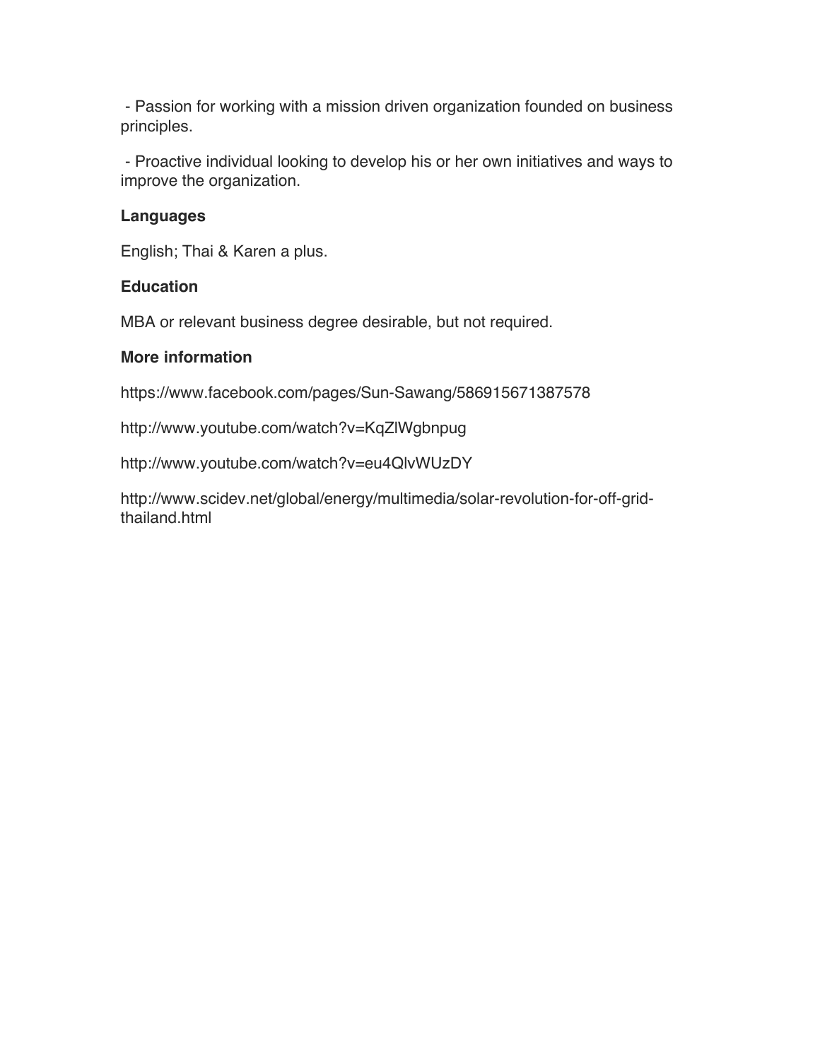- Passion for working with a mission driven organization founded on business principles.

- Proactive individual looking to develop his or her own initiatives and ways to improve the organization.

**Languages**

English; Thai & Karen a plus.

**Education**

MBA or relevant business degree desirable, but not required.

**More information**

https://www.facebook.com/pages/Sun-Sawang/586915671387578

http://www.youtube.com/watch?v=KqZlWgbnpug

http://www.youtube.com/watch?v=eu4QlvWUzDY

http://www.scidev.net/global/energy/multimedia/solar-revolution-for-off-grid-thailand.html